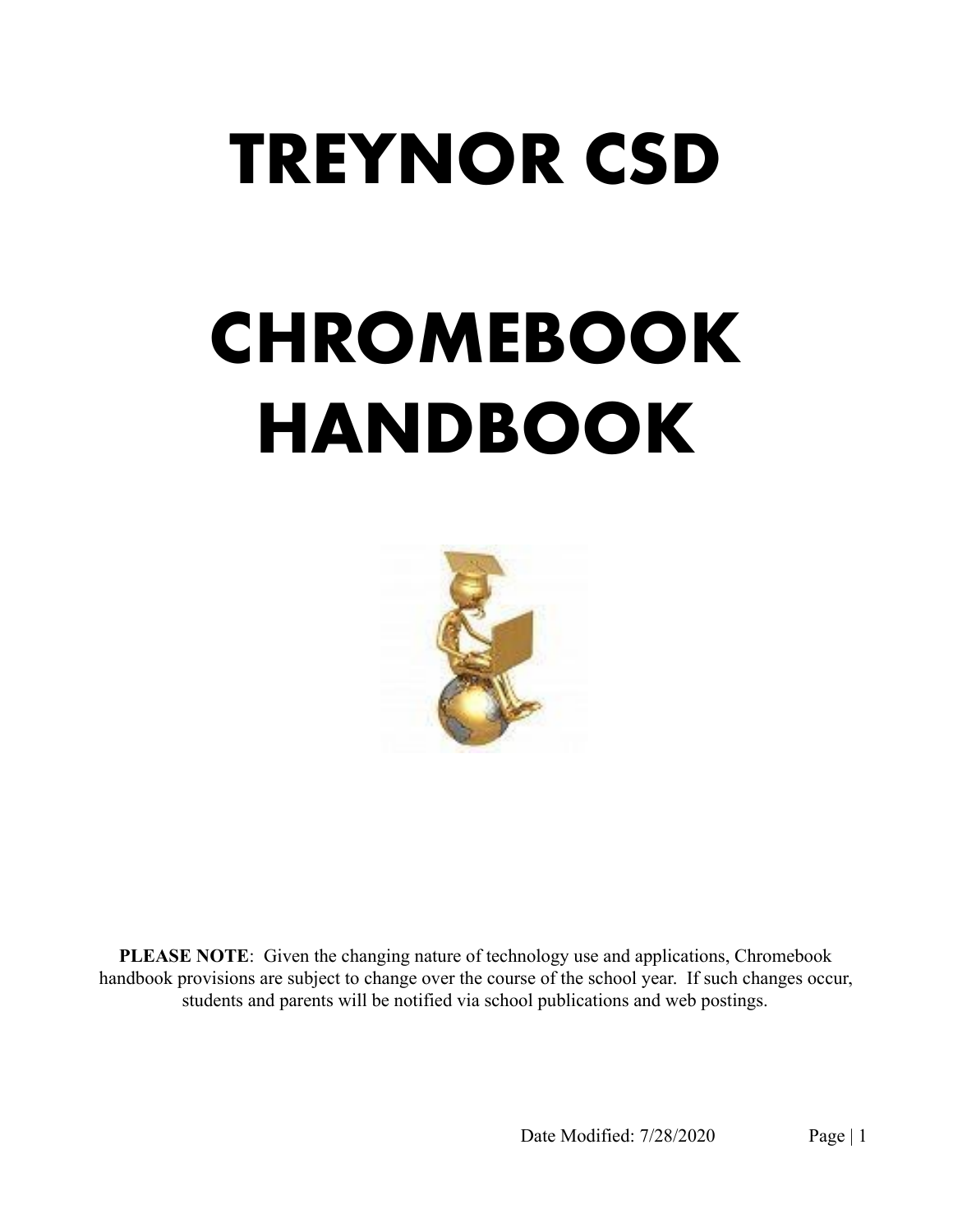# TREYNOR CSD

# CHROMEBOOK HANDBOOK

**PLEASE NOTE**: Given the changing nature of technology use and applications, Chromebook handbook provisions are subject to change over the course of the school year. If such changes occur, students and parents will be notified via school publications and web postings.

Date Modified: 7/28/2020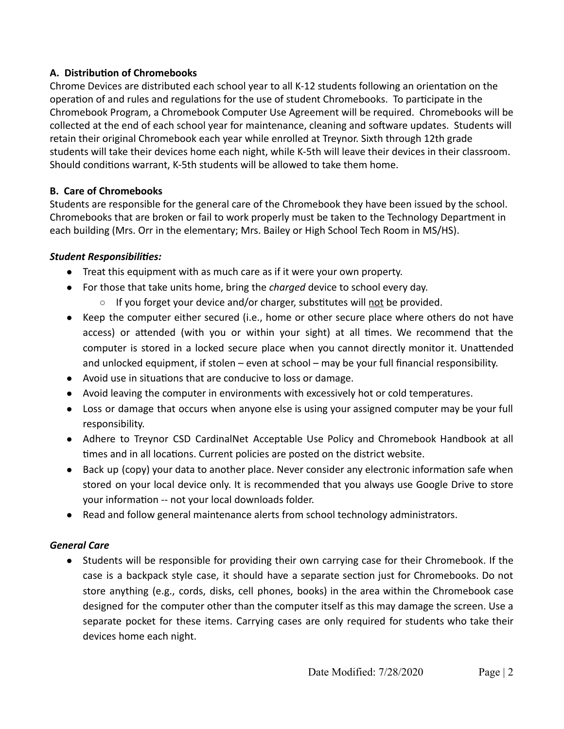**A. Distribution of Chromebooks**

Chrome Devices are distributed each school year to all K-12 students following an orientation on the operation of and rules and regulations for the use of student Chromebooks. To participate in the Chromebook Program, a Chromebook Computer Use Agreement will be required. Chromebooks will be collected at the end of each school year for maintenance, cleaning and software updates. Students will retain their original Chromebook each year while enrolled at Treynor. Sixth through 12th grade students will take their devices home each night, while K-5th will leave their devices in their classroom. Should conditions warrant, K-5th students will be allowed to take them home.

**B. Care of Chromebooks**

Students are responsible for the general care of the Chromebook they have been issued by the school. Chromebooks that are broken or fail to work properly must be taken to the Technology Department in each building (Mrs. Orr in the elementary; Mrs. Bailey or High School Tech Room in MS/HS).

***Student Responsibilities:***

- Treat this equipment with as much care as if it were your own property.
- For those that take units home, bring the *charged* device to school every day.
  - If you forget your device and/or charger, substitutes will <u>not</u> be provided.
- Keep the computer either secured (i.e., home or other secure place where others do not have access) or attended (with you or within your sight) at all times. We recommend that the computer is stored in a locked secure place when you cannot directly monitor it. Unattended and unlocked equipment, if stolen – even at school – may be your full financial responsibility.
- Avoid use in situations that are conducive to loss or damage.
- Avoid leaving the computer in environments with excessively hot or cold temperatures.
- Loss or damage that occurs when anyone else is using your assigned computer may be your full responsibility.
- Adhere to Treynor CSD CardinalNet Acceptable Use Policy and Chromebook Handbook at all times and in all locations. Current policies are posted on the district website.
- Back up (copy) your data to another place. Never consider any electronic information safe when stored on your local device only. It is recommended that you always use Google Drive to store your information -- not your local downloads folder.
- Read and follow general maintenance alerts from school technology administrators.

***General Care***

- Students will be responsible for providing their own carrying case for their Chromebook. If the case is a backpack style case, it should have a separate section just for Chromebooks. Do not store anything (e.g., cords, disks, cell phones, books) in the area within the Chromebook case designed for the computer other than the computer itself as this may damage the screen. Use a separate pocket for these items. Carrying cases are only required for students who take their devices home each night.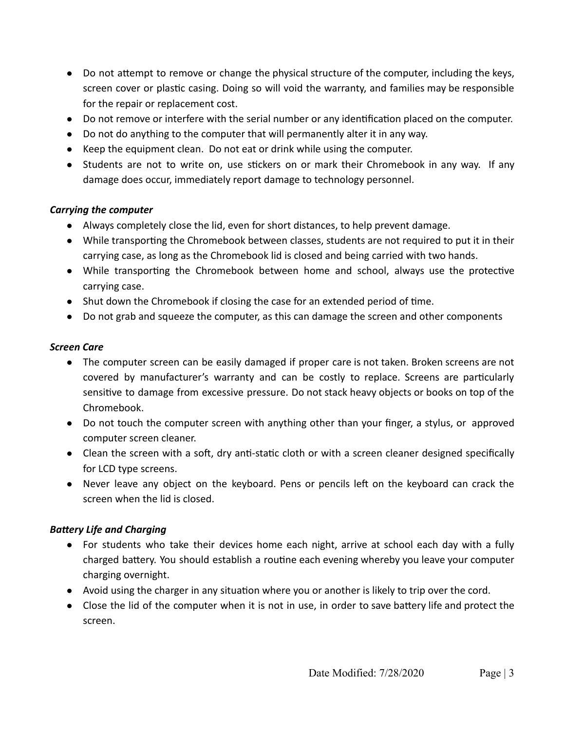- Do not attempt to remove or change the physical structure of the computer, including the keys, screen cover or plastic casing. Doing so will void the warranty, and families may be responsible for the repair or replacement cost.
- Do not remove or interfere with the serial number or any identification placed on the computer.
- Do not do anything to the computer that will permanently alter it in any way.
- Keep the equipment clean. Do not eat or drink while using the computer.
- Students are not to write on, use stickers on or mark their Chromebook in any way. If any damage does occur, immediately report damage to technology personnel.

***Carrying the computer***

- Always completely close the lid, even for short distances, to help prevent damage.
- While transporting the Chromebook between classes, students are not required to put it in their carrying case, as long as the Chromebook lid is closed and being carried with two hands.
- While transporting the Chromebook between home and school, always use the protective carrying case.
- Shut down the Chromebook if closing the case for an extended period of time.
- Do not grab and squeeze the computer, as this can damage the screen and other components

***Screen Care***

- The computer screen can be easily damaged if proper care is not taken. Broken screens are not covered by manufacturer's warranty and can be costly to replace. Screens are particularly sensitive to damage from excessive pressure. Do not stack heavy objects or books on top of the Chromebook.
- Do not touch the computer screen with anything other than your finger, a stylus, or approved computer screen cleaner.
- Clean the screen with a soft, dry anti-static cloth or with a screen cleaner designed specifically for LCD type screens.
- Never leave any object on the keyboard. Pens or pencils left on the keyboard can crack the screen when the lid is closed.

***Battery Life and Charging***

- For students who take their devices home each night, arrive at school each day with a fully charged battery. You should establish a routine each evening whereby you leave your computer charging overnight.
- Avoid using the charger in any situation where you or another is likely to trip over the cord.
- Close the lid of the computer when it is not in use, in order to save battery life and protect the screen.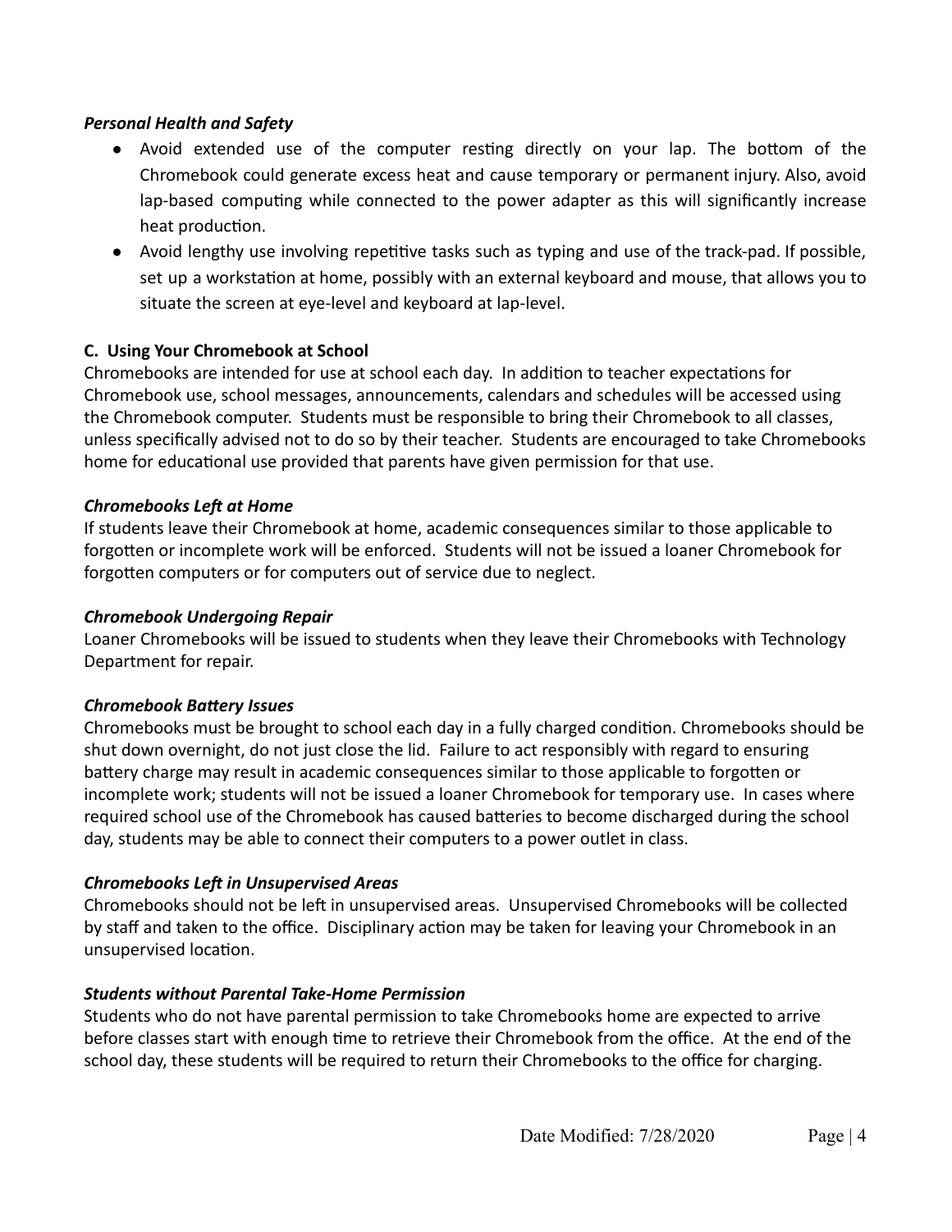***Personal Health and Safety***

- Avoid extended use of the computer resting directly on your lap. The bottom of the Chromebook could generate excess heat and cause temporary or permanent injury. Also, avoid lap-based computing while connected to the power adapter as this will significantly increase heat production.
- Avoid lengthy use involving repetitive tasks such as typing and use of the track-pad. If possible, set up a workstation at home, possibly with an external keyboard and mouse, that allows you to situate the screen at eye-level and keyboard at lap-level.

**C. Using Your Chromebook at School**

Chromebooks are intended for use at school each day. In addition to teacher expectations for Chromebook use, school messages, announcements, calendars and schedules will be accessed using the Chromebook computer. Students must be responsible to bring their Chromebook to all classes, unless specifically advised not to do so by their teacher. Students are encouraged to take Chromebooks home for educational use provided that parents have given permission for that use.

***Chromebooks Left at Home***

If students leave their Chromebook at home, academic consequences similar to those applicable to forgotten or incomplete work will be enforced. Students will not be issued a loaner Chromebook for forgotten computers or for computers out of service due to neglect.

***Chromebook Undergoing Repair***

Loaner Chromebooks will be issued to students when they leave their Chromebooks with Technology Department for repair.

***Chromebook Battery Issues***

Chromebooks must be brought to school each day in a fully charged condition. Chromebooks should be shut down overnight, do not just close the lid. Failure to act responsibly with regard to ensuring battery charge may result in academic consequences similar to those applicable to forgotten or incomplete work; students will not be issued a loaner Chromebook for temporary use. In cases where required school use of the Chromebook has caused batteries to become discharged during the school day, students may be able to connect their computers to a power outlet in class.

***Chromebooks Left in Unsupervised Areas***

Chromebooks should not be left in unsupervised areas. Unsupervised Chromebooks will be collected by staff and taken to the office. Disciplinary action may be taken for leaving your Chromebook in an unsupervised location.

***Students without Parental Take-Home Permission***

Students who do not have parental permission to take Chromebooks home are expected to arrive before classes start with enough time to retrieve their Chromebook from the office. At the end of the school day, these students will be required to return their Chromebooks to the office for charging.

Date Modified: 7/28/2020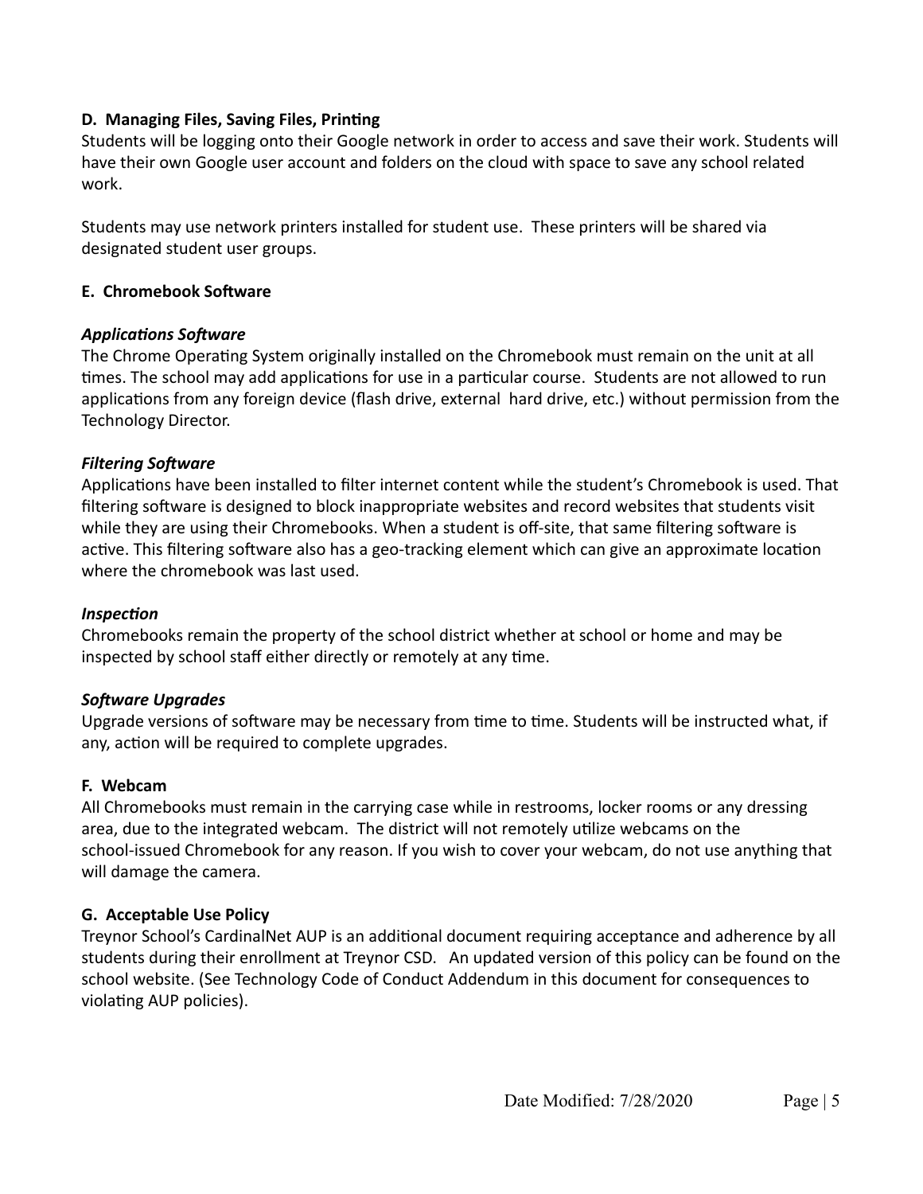### D. Managing Files, Saving Files, Printing

Students will be logging onto their Google network in order to access and save their work. Students will have their own Google user account and folders on the cloud with space to save any school related work.

Students may use network printers installed for student use. These printers will be shared via designated student user groups.

### E. Chromebook Software

***Applications Software***

The Chrome Operating System originally installed on the Chromebook must remain on the unit at all times. The school may add applications for use in a particular course. Students are not allowed to run applications from any foreign device (flash drive, external hard drive, etc.) without permission from the Technology Director.

***Filtering Software***

Applications have been installed to filter internet content while the student's Chromebook is used. That filtering software is designed to block inappropriate websites and record websites that students visit while they are using their Chromebooks. When a student is off-site, that same filtering software is active. This filtering software also has a geo-tracking element which can give an approximate location where the chromebook was last used.

***Inspection***

Chromebooks remain the property of the school district whether at school or home and may be inspected by school staff either directly or remotely at any time.

***Software Upgrades***

Upgrade versions of software may be necessary from time to time. Students will be instructed what, if any, action will be required to complete upgrades.

### F. Webcam

All Chromebooks must remain in the carrying case while in restrooms, locker rooms or any dressing area, due to the integrated webcam. The district will not remotely utilize webcams on the school-issued Chromebook for any reason. If you wish to cover your webcam, do not use anything that will damage the camera.

### G. Acceptable Use Policy

Treynor School's CardinalNet AUP is an additional document requiring acceptance and adherence by all students during their enrollment at Treynor CSD. An updated version of this policy can be found on the school website. (See Technology Code of Conduct Addendum in this document for consequences to violating AUP policies).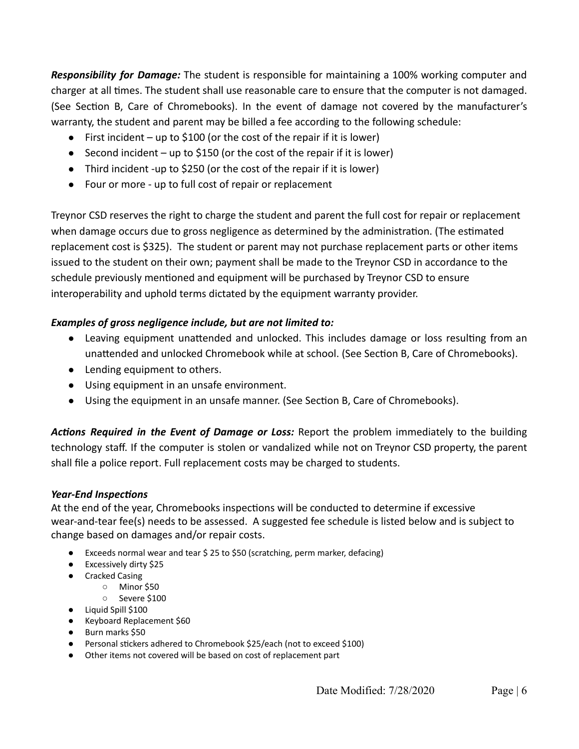***Responsibility for Damage:*** The student is responsible for maintaining a 100% working computer and charger at all times. The student shall use reasonable care to ensure that the computer is not damaged. (See Section B, Care of Chromebooks). In the event of damage not covered by the manufacturer's warranty, the student and parent may be billed a fee according to the following schedule:

- First incident – up to $100 (or the cost of the repair if it is lower)
- Second incident – up to $150 (or the cost of the repair if it is lower)
- Third incident -up to $250 (or the cost of the repair if it is lower)
- Four or more - up to full cost of repair or replacement

Treynor CSD reserves the right to charge the student and parent the full cost for repair or replacement when damage occurs due to gross negligence as determined by the administration. (The estimated replacement cost is $325). The student or parent may not purchase replacement parts or other items issued to the student on their own; payment shall be made to the Treynor CSD in accordance to the schedule previously mentioned and equipment will be purchased by Treynor CSD to ensure interoperability and uphold terms dictated by the equipment warranty provider.

***Examples of gross negligence include, but are not limited to:***

- Leaving equipment unattended and unlocked. This includes damage or loss resulting from an unattended and unlocked Chromebook while at school. (See Section B, Care of Chromebooks).
- Lending equipment to others.
- Using equipment in an unsafe environment.
- Using the equipment in an unsafe manner. (See Section B, Care of Chromebooks).

***Actions Required in the Event of Damage or Loss:*** Report the problem immediately to the building technology staff. If the computer is stolen or vandalized while not on Treynor CSD property, the parent shall file a police report. Full replacement costs may be charged to students.

***Year-End Inspections***

At the end of the year, Chromebooks inspections will be conducted to determine if excessive wear-and-tear fee(s) needs to be assessed. A suggested fee schedule is listed below and is subject to change based on damages and/or repair costs.

- Exceeds normal wear and tear $ 25 to $50 (scratching, perm marker, defacing)
- Excessively dirty $25
- Cracked Casing
  - Minor $50
  - Severe $100
- Liquid Spill $100
- Keyboard Replacement $60
- Burn marks $50
- Personal stickers adhered to Chromebook $25/each (not to exceed $100)
- Other items not covered will be based on cost of replacement part

Date Modified: 7/28/2020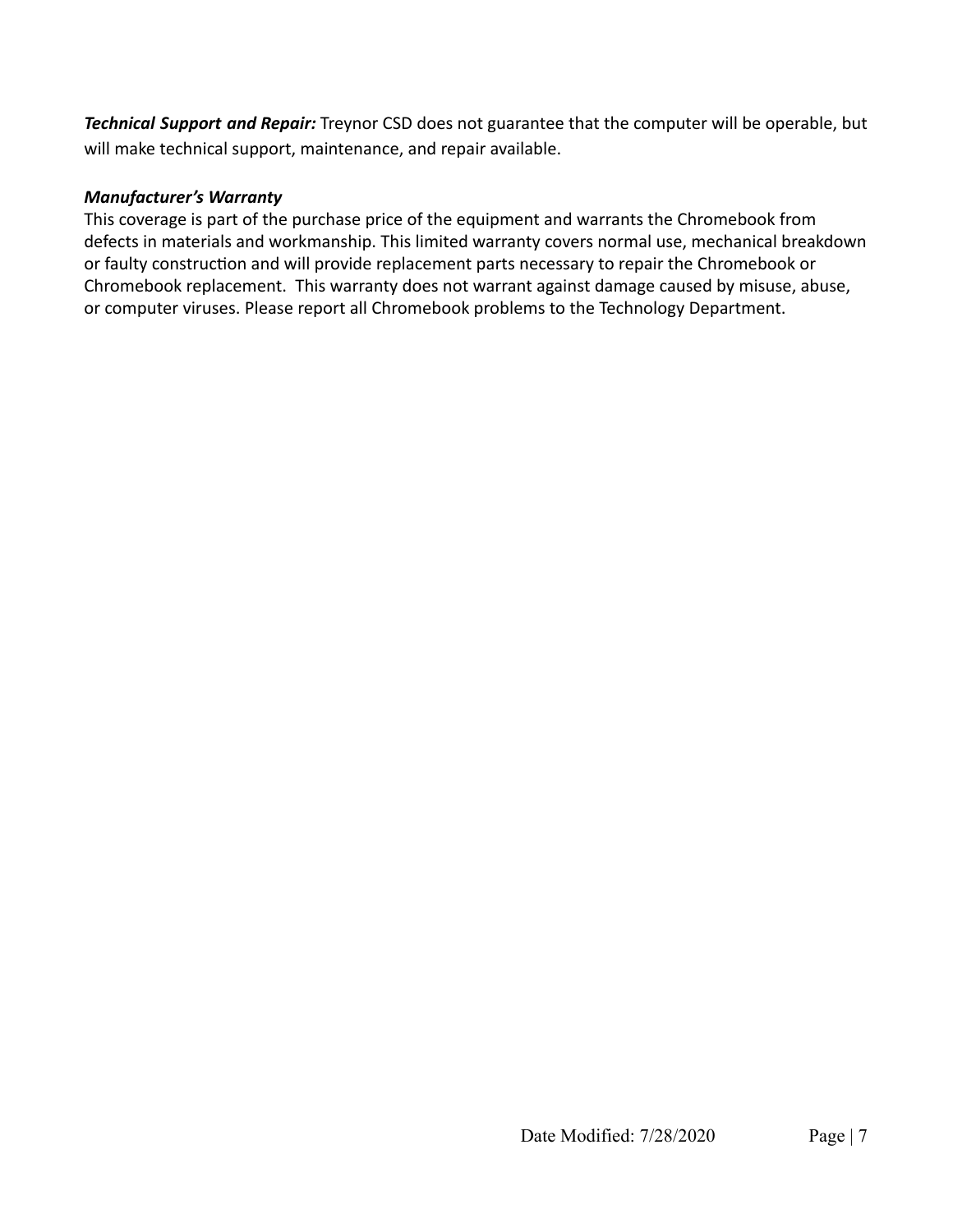***Technical Support and Repair:*** Treynor CSD does not guarantee that the computer will be operable, but will make technical support, maintenance, and repair available.

***Manufacturer's Warranty***

This coverage is part of the purchase price of the equipment and warrants the Chromebook from defects in materials and workmanship. This limited warranty covers normal use, mechanical breakdown or faulty construction and will provide replacement parts necessary to repair the Chromebook or Chromebook replacement. This warranty does not warrant against damage caused by misuse, abuse, or computer viruses. Please report all Chromebook problems to the Technology Department.

Date Modified: 7/28/2020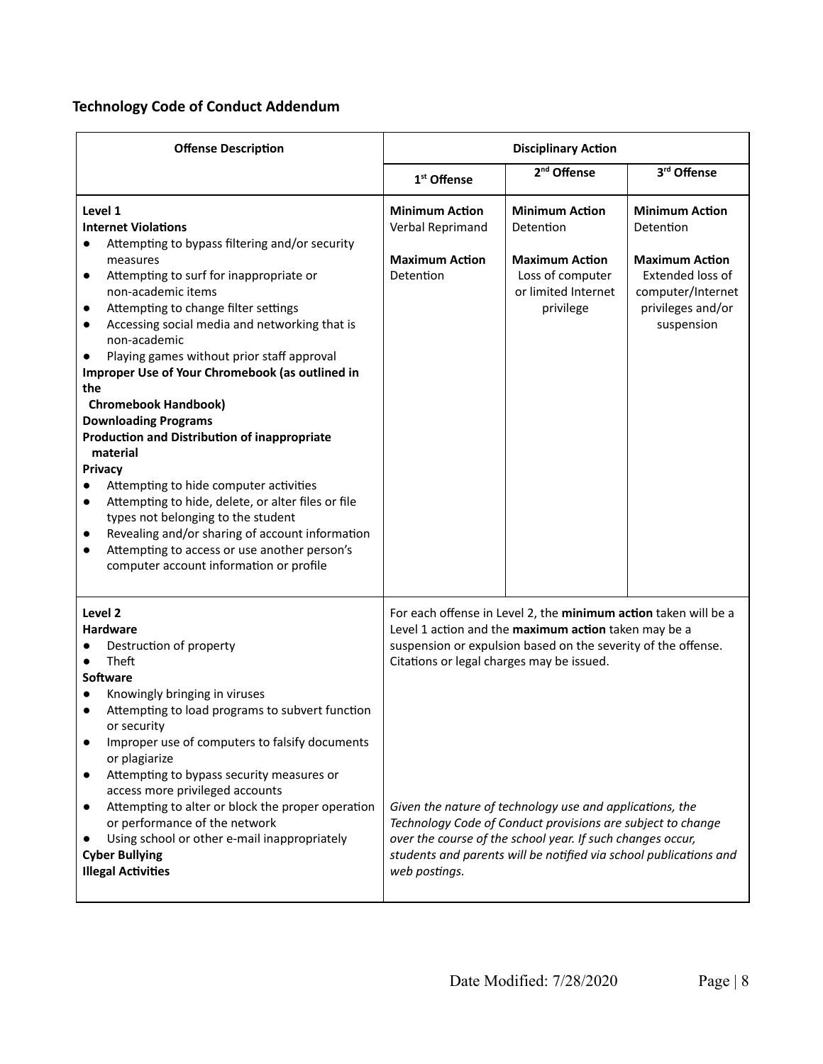### Technology Code of Conduct Addendum

| Offense Description | Disciplinary Action | | |
|---|---|---|---|
| | 1st Offense | 2nd Offense | 3rd Offense |
| **Level 1**<br>**Internet Violations**<br>• Attempting to bypass filtering and/or security measures<br>• Attempting to surf for inappropriate or non-academic items<br>• Attempting to change filter settings<br>• Accessing social media and networking that is non-academic<br>• Playing games without prior staff approval<br>**Improper Use of Your Chromebook (as outlined in the Chromebook Handbook)**<br>**Downloading Programs**<br>**Production and Distribution of inappropriate material**<br>**Privacy**<br>• Attempting to hide computer activities<br>• Attempting to hide, delete, or alter files or file types not belonging to the student<br>• Revealing and/or sharing of account information<br>• Attempting to access or use another person's computer account information or profile | **Minimum Action**<br>Verbal Reprimand<br><br>**Maximum Action**<br>Detention | **Minimum Action**<br>Detention<br><br>**Maximum Action**<br>Loss of computer or limited Internet privilege | **Minimum Action**<br>Detention<br><br>**Maximum Action**<br>Extended loss of computer/Internet privileges and/or suspension |
| **Level 2**<br>**Hardware**<br>• Destruction of property<br>• Theft<br>**Software**<br>• Knowingly bringing in viruses<br>• Attempting to load programs to subvert function or security<br>• Improper use of computers to falsify documents or plagiarize<br>• Attempting to bypass security measures or access more privileged accounts<br>• Attempting to alter or block the proper operation or performance of the network<br>• Using school or other e-mail inappropriately<br>**Cyber Bullying**<br>**Illegal Activities** | For each offense in Level 2, the **minimum action** taken will be a Level 1 action and the **maximum action** taken may be a suspension or expulsion based on the severity of the offense. Citations or legal charges may be issued.<br><br>*Given the nature of technology use and applications, the Technology Code of Conduct provisions are subject to change over the course of the school year. If such changes occur, students and parents will be notified via school publications and web postings.* | | |

Date Modified: 7/28/2020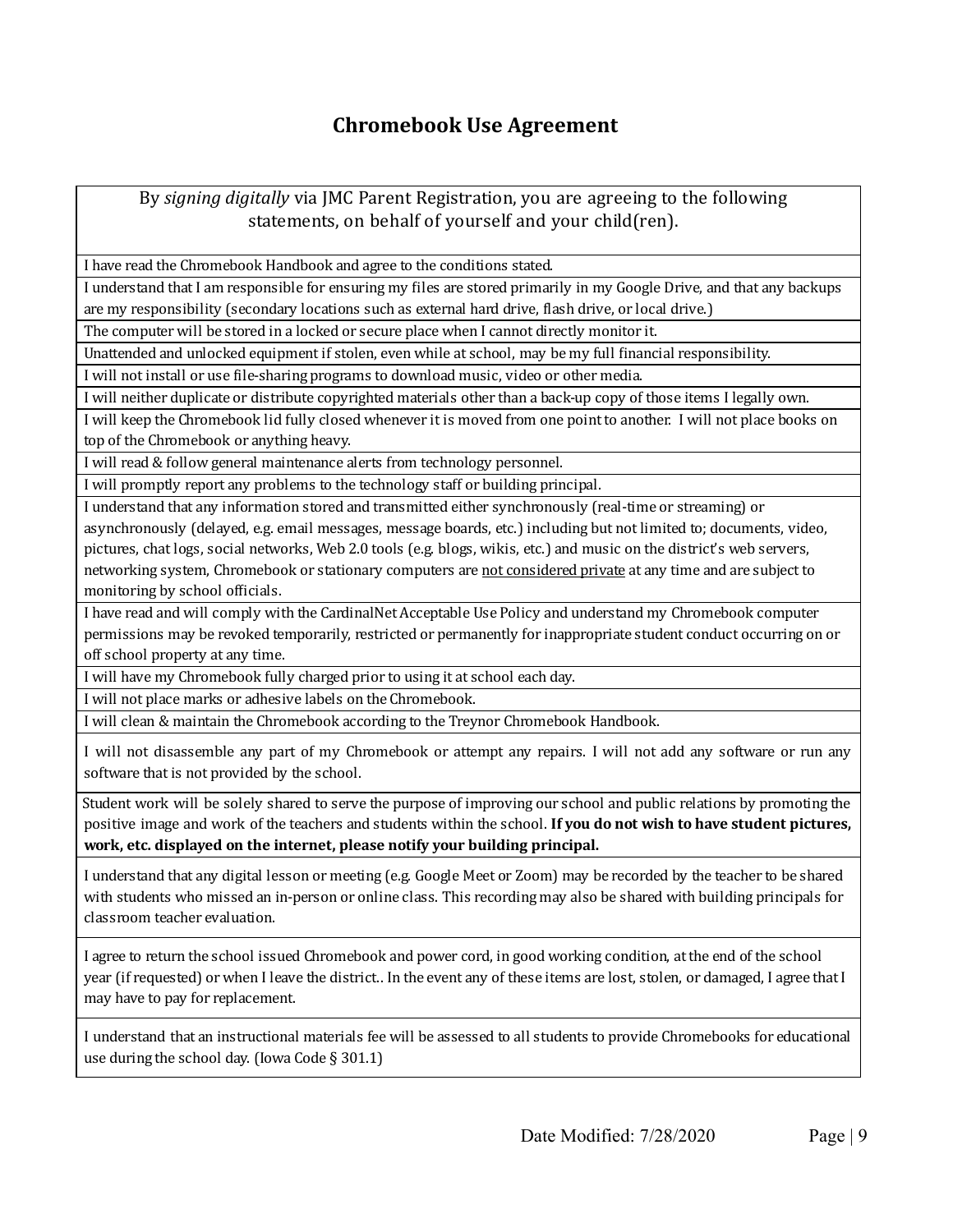## Chromebook Use Agreement

| By *signing digitally* via JMC Parent Registration, you are agreeing to the following statements, on behalf of yourself and your child(ren). |
| --- |
| I have read the Chromebook Handbook and agree to the conditions stated. |
| I understand that I am responsible for ensuring my files are stored primarily in my Google Drive, and that any backups are my responsibility (secondary locations such as external hard drive, flash drive, or local drive.) |
| The computer will be stored in a locked or secure place when I cannot directly monitor it. |
| Unattended and unlocked equipment if stolen, even while at school, may be my full financial responsibility. |
| I will not install or use file-sharing programs to download music, video or other media. |
| I will neither duplicate or distribute copyrighted materials other than a back-up copy of those items I legally own. |
| I will keep the Chromebook lid fully closed whenever it is moved from one point to another. I will not place books on top of the Chromebook or anything heavy. |
| I will read & follow general maintenance alerts from technology personnel. |
| I will promptly report any problems to the technology staff or building principal. |
| I understand that any information stored and transmitted either synchronously (real-time or streaming) or asynchronously (delayed, e.g. email messages, message boards, etc.) including but not limited to; documents, video, pictures, chat logs, social networks, Web 2.0 tools (e.g. blogs, wikis, etc.) and music on the district's web servers, networking system, Chromebook or stationary computers are <u>not considered private</u> at any time and are subject to monitoring by school officials. |
| I have read and will comply with the CardinalNet Acceptable Use Policy and understand my Chromebook computer permissions may be revoked temporarily, restricted or permanently for inappropriate student conduct occurring on or off school property at any time. |
| I will have my Chromebook fully charged prior to using it at school each day. |
| I will not place marks or adhesive labels on the Chromebook. |
| I will clean & maintain the Chromebook according to the Treynor Chromebook Handbook. |
| I will not disassemble any part of my Chromebook or attempt any repairs. I will not add any software or run any software that is not provided by the school. |
| Student work will be solely shared to serve the purpose of improving our school and public relations by promoting the positive image and work of the teachers and students within the school. **If you do not wish to have student pictures, work, etc. displayed on the internet, please notify your building principal.** |
| I understand that any digital lesson or meeting (e.g. Google Meet or Zoom) may be recorded by the teacher to be shared with students who missed an in-person or online class. This recording may also be shared with building principals for classroom teacher evaluation. |
| I agree to return the school issued Chromebook and power cord, in good working condition, at the end of the school year (if requested) or when I leave the district.. In the event any of these items are lost, stolen, or damaged, I agree that I may have to pay for replacement. |
| I understand that an instructional materials fee will be assessed to all students to provide Chromebooks for educational use during the school day. (Iowa Code § 301.1) |

Date Modified: 7/28/2020